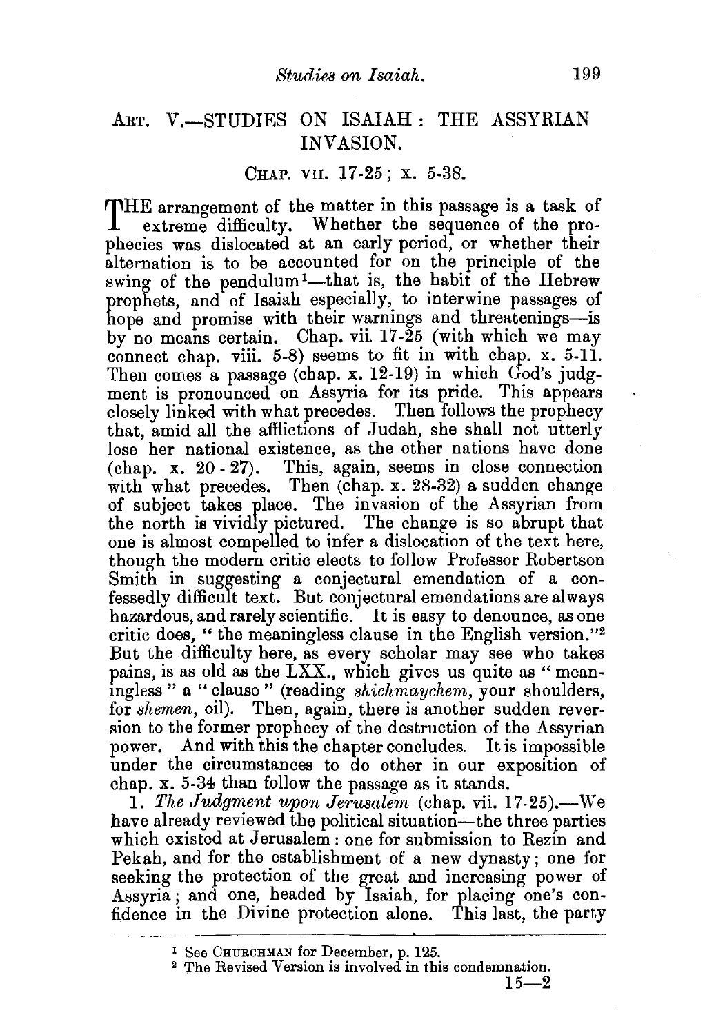## ART. V.—STUDIES ON ISAIAH: THE ASSYRIAN INVASION.

### CHAP. VII. 17-25; X. 5-38.

THE arrangement of the matter in this passage is a task of extreme difficulty. Whether the sequence of the prophecies was dislocated at an early period, or whether their alternation is to be accounted for on the principle of the swing of the pendulum[1]—that is, the habit of the Hebrew prophets, and of Isaiah especially, to interwine passages of hope and promise with their warnings and threatenings—is by no means certain. Chap. vii. 17-25 (with which we may connect chap. viii. 5-8) seems to fit in with chap. x. 5-11. Then comes a passage (chap. x. 12-19) in which God's judgment is pronounced on Assyria for its pride. This appears closely linked with what precedes. Then follows the prophecy that, amid all the afflictions of Judah, she shall not utterly lose her national existence, as the other nations have done (chap. x. 20-27). This, again, seems in close connection with what precedes. Then (chap. x. 28-32) a sudden change of subject takes place. The invasion of the Assyrian from the north is vividly pictured. The change is so abrupt that one is almost compelled to infer a dislocation of the text here, though the modern critic elects to follow Professor Robertson Smith in suggesting a conjectural emendation of a confessedly difficult text. But conjectural emendations are always hazardous, and rarely scientific. It is easy to denounce, as one critic does, "the meaningless clause in the English version."[2] But the difficulty here, as every scholar may see who takes pains, is as old as the LXX., which gives us quite as "meaningless" a "clause" (reading *shichmaychem*, your shoulders, for *shemen*, oil). Then, again, there is another sudden reversion to the former prophecy of the destruction of the Assyrian power. And with this the chapter concludes. It is impossible under the circumstances to do other in our exposition of chap. x. 5-34 than follow the passage as it stands.

1. *The Judgment upon Jerusalem* (chap. vii. 17-25).—We have already reviewed the political situation—the three parties which existed at Jerusalem: one for submission to Rezin and Pekah, and for the establishment of a new dynasty; one for seeking the protection of the great and increasing power of Assyria; and one, headed by Isaiah, for placing one's confidence in the Divine protection alone. This last, the party

[1] See CHURCHMAN for December, p. 125.

[2] The Revised Version is involved in this condemnation.

15—2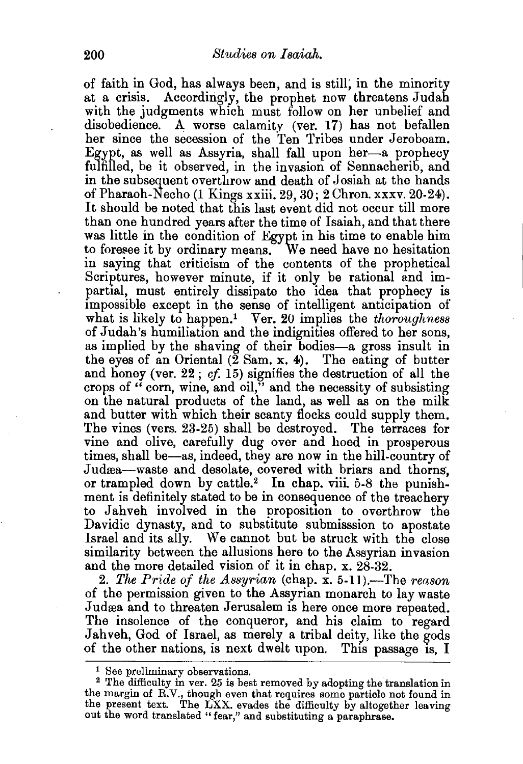of faith in God, has always been, and is still; in the minority at a crisis. Accordingly, the prophet now threatens Judah with the judgments which must follow on her unbelief and disobedience. A worse calamity (ver. 17) has not befallen her since the secession of the Ten Tribes under Jeroboam. Egypt, as well as Assyria, shall fall upon her—a prophecy fulfilled, be it observed, in the invasion of Sennacherib, and in the subsequent overthrow and death of Josiah at the hands of Pharaoh-Necho (1 Kings xxiii. 29, 30; 2 Chron. xxxv. 20-24). It should be noted that this last event did not occur till more than one hundred years after the time of Isaiah, and that there was little in the condition of Egypt in his time to enable him to foresee it by ordinary means. We need have no hesitation in saying that criticism of the contents of the prophetical Scriptures, however minute, if it only be rational and impartial, must entirely dissipate the idea that prophecy is impossible except in the sense of intelligent anticipation of what is likely to happen.[1] Ver. 20 implies the *thoroughness* of Judah's humiliation and the indignities offered to her sons, as implied by the shaving of their bodies—a gross insult in the eyes of an Oriental (2 Sam. x. 4). The eating of butter and honey (ver. 22; *cf.* 15) signifies the destruction of all the crops of "corn, wine, and oil," and the necessity of subsisting on the natural products of the land, as well as on the milk and butter with which their scanty flocks could supply them. The vines (vers. 23-25) shall be destroyed. The terraces for vine and olive, carefully dug over and hoed in prosperous times, shall be—as, indeed, they are now in the hill-country of Judæa—waste and desolate, covered with briars and thorns, or trampled down by cattle.[2] In chap. viii. 5-8 the punishment is definitely stated to be in consequence of the treachery to Jahveh involved in the proposition to overthrow the Davidic dynasty, and to substitute submisssion to apostate Israel and its ally. We cannot but be struck with the close similarity between the allusions here to the Assyrian invasion and the more detailed vision of it in chap. x. 28-32.

2. *The Pride of the Assyrian* (chap. x. 5-11).—The *reason* of the permission given to the Assyrian monarch to lay waste Judæa and to threaten Jerusalem is here once more repeated. The insolence of the conqueror, and his claim to regard Jahveh, God of Israel, as merely a tribal deity, like the gods of the other nations, is next dwelt upon. This passage is, I

---

[1] See preliminary observations.

[2] The difficulty in ver. 25 is best removed by adopting the translation in the margin of R.V., though even that requires some particle not found in the present text. The LXX. evades the difficulty by altogether leaving out the word translated "fear," and substituting a paraphrase.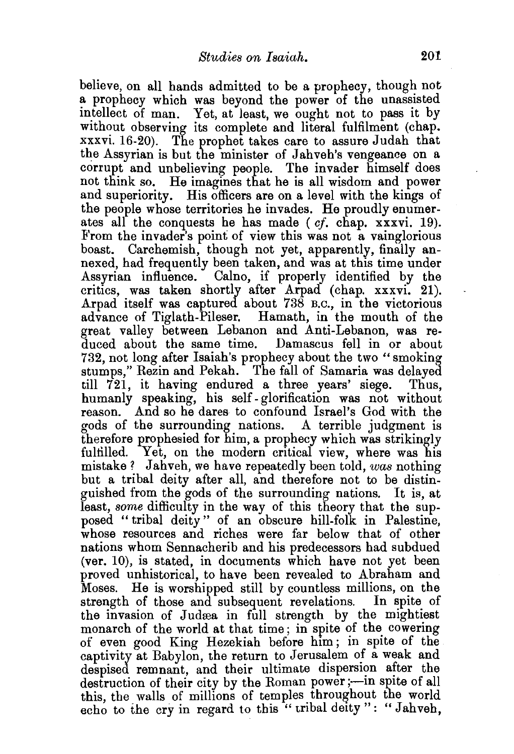believe, on all hands admitted to be a prophecy, though not a prophecy which was beyond the power of the unassisted intellect of man. Yet, at least, we ought not to pass it by without observing its complete and literal fulfilment (chap. xxxvi. 16-20). The prophet takes care to assure Judah that the Assyrian is but the minister of Jahveh's vengeance on a corrupt and unbelieving people. The invader himself does not think so. He imagines that he is all wisdom and power and superiority. His officers are on a level with the kings of the people whose territories he invades. He proudly enumerates all the conquests he has made (*cf.* chap. xxxvi. 19). From the invader's point of view this was not a vainglorious boast. Carchemish, though not yet, apparently, finally annexed, had frequently been taken, and was at this time under Assyrian influence. Calno, if properly identified by the critics, was taken shortly after Arpad (chap. xxxvi. 21). Arpad itself was captured about 738 B.C., in the victorious advance of Tiglath-Pileser. Hamath, in the mouth of the great valley between Lebanon and Anti-Lebanon, was reduced about the same time. Damascus fell in or about 732, not long after Isaiah's prophecy about the two "smoking stumps," Rezin and Pekah. The fall of Samaria was delayed till 721, it having endured a three years' siege. Thus, humanly speaking, his self-glorification was not without reason. And so he dares to confound Israel's God with the gods of the surrounding nations. A terrible judgment is therefore prophesied for him, a prophecy which was strikingly fulfilled. Yet, on the modern critical view, where was his mistake? Jahveh, we have repeatedly been told, *was* nothing but a tribal deity after all, and therefore not to be distinguished from the gods of the surrounding nations. It is, at least, *some* difficulty in the way of this theory that the supposed "tribal deity" of an obscure hill-folk in Palestine, whose resources and riches were far below that of other nations whom Sennacherib and his predecessors had subdued (ver. 10), is stated, in documents which have not yet been proved unhistorical, to have been revealed to Abraham and Moses. He is worshipped still by countless millions, on the strength of those and subsequent revelations. In spite of the invasion of Judæa in full strength by the mightiest monarch of the world at that time; in spite of the cowering of even good King Hezekiah before him; in spite of the captivity at Babylon, the return to Jerusalem of a weak and despised remnant, and their ultimate dispersion after the destruction of their city by the Roman power;—in spite of all this, the walls of millions of temples throughout the world echo to the cry in regard to this "tribal deity": "Jahveh,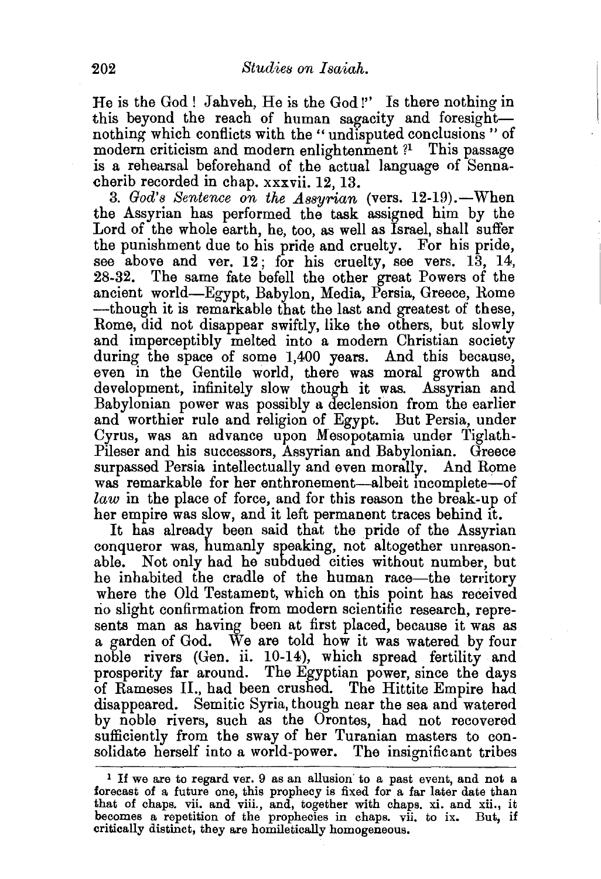He is the God! Jahveh, He is the God!" Is there nothing in this beyond the reach of human sagacity and foresight—nothing which conflicts with the "undisputed conclusions" of modern criticism and modern enlightenment ?[1] This passage is a rehearsal beforehand of the actual language of Sennacherib recorded in chap. xxxvii. 12, 13.

3. *God's Sentence on the Assyrian* (vers. 12-19).—When the Assyrian has performed the task assigned him by the Lord of the whole earth, he, too, as well as Israel, shall suffer the punishment due to his pride and cruelty. For his pride, see above and ver. 12; for his cruelty, see vers. 13, 14, 28-32. The same fate befell the other great Powers of the ancient world—Egypt, Babylon, Media, Persia, Greece, Rome—though it is remarkable that the last and greatest of these, Rome, did not disappear swiftly, like the others, but slowly and imperceptibly melted into a modern Christian society during the space of some 1,400 years. And this because, even in the Gentile world, there was moral growth and development, infinitely slow though it was. Assyrian and Babylonian power was possibly a declension from the earlier and worthier rule and religion of Egypt. But Persia, under Cyrus, was an advance upon Mesopotamia under Tiglath-Pileser and his successors, Assyrian and Babylonian. Greece surpassed Persia intellectually and even morally. And Rome was remarkable for her enthronement—albeit incomplete—of *law* in the place of force, and for this reason the break-up of her empire was slow, and it left permanent traces behind it.

It has already been said that the pride of the Assyrian conqueror was, humanly speaking, not altogether unreasonable. Not only had he subdued cities without number, but he inhabited the cradle of the human race—the territory where the Old Testament, which on this point has received no slight confirmation from modern scientific research, represents man as having been at first placed, because it was as a garden of God. We are told how it was watered by four noble rivers (Gen. ii. 10-14), which spread fertility and prosperity far around. The Egyptian power, since the days of Rameses II., had been crushed. The Hittite Empire had disappeared. Semitic Syria, though near the sea and watered by noble rivers, such as the Orontes, had not recovered sufficiently from the sway of her Turanian masters to consolidate herself into a world-power. The insignificant tribes

---

[1] If we are to regard ver. 9 as an allusion to a past event, and not a forecast of a future one, this prophecy is fixed for a far later date than that of chaps. vii. and viii., and, together with chaps. xi. and xii., it becomes a repetition of the prophecies in chaps. vii. to ix. But, if critically distinct, they are homiletically homogeneous.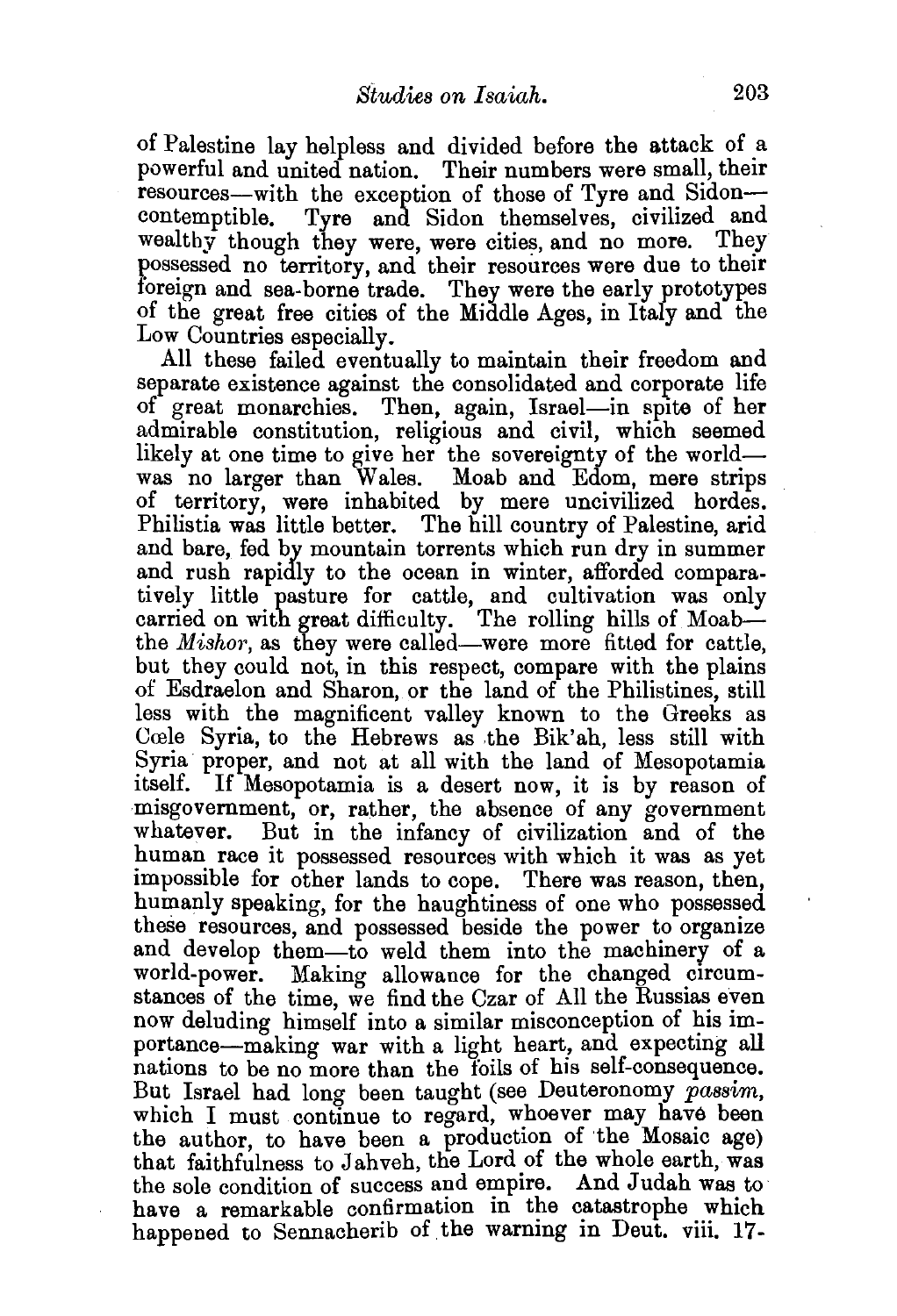of Palestine lay helpless and divided before the attack of a powerful and united nation. Their numbers were small, their resources—with the exception of those of Tyre and Sidon—contemptible. Tyre and Sidon themselves, civilized and wealthy though they were, were cities, and no more. They possessed no territory, and their resources were due to their foreign and sea-borne trade. They were the early prototypes of the great free cities of the Middle Ages, in Italy and the Low Countries especially.

All these failed eventually to maintain their freedom and separate existence against the consolidated and corporate life of great monarchies. Then, again, Israel—in spite of her admirable constitution, religious and civil, which seemed likely at one time to give her the sovereignty of the world—was no larger than Wales. Moab and Edom, mere strips of territory, were inhabited by mere uncivilized hordes. Philistia was little better. The hill country of Palestine, arid and bare, fed by mountain torrents which run dry in summer and rush rapidly to the ocean in winter, afforded comparatively little pasture for cattle, and cultivation was only carried on with great difficulty. The rolling hills of Moab—the *Mishor*, as they were called—were more fitted for cattle, but they could not, in this respect, compare with the plains of Esdraelon and Sharon, or the land of the Philistines, still less with the magnificent valley known to the Greeks as Cœle Syria, to the Hebrews as the Bik'ah, less still with Syria proper, and not at all with the land of Mesopotamia itself. If Mesopotamia is a desert now, it is by reason of misgovernment, or, rather, the absence of any government whatever. But in the infancy of civilization and of the human race it possessed resources with which it was as yet impossible for other lands to cope. There was reason, then, humanly speaking, for the haughtiness of one who possessed these resources, and possessed beside the power to organize and develop them—to weld them into the machinery of a world-power. Making allowance for the changed circumstances of the time, we find the Czar of All the Russias even now deluding himself into a similar misconception of his importance—making war with a light heart, and expecting all nations to be no more than the foils of his self-consequence. But Israel had long been taught (see Deuteronomy *passim*, which I must continue to regard, whoever may have been the author, to have been a production of the Mosaic age) that faithfulness to Jahveh, the Lord of the whole earth, was the sole condition of success and empire. And Judah was to have a remarkable confirmation in the catastrophe which happened to Sennacherib of the warning in Deut. viii. 17-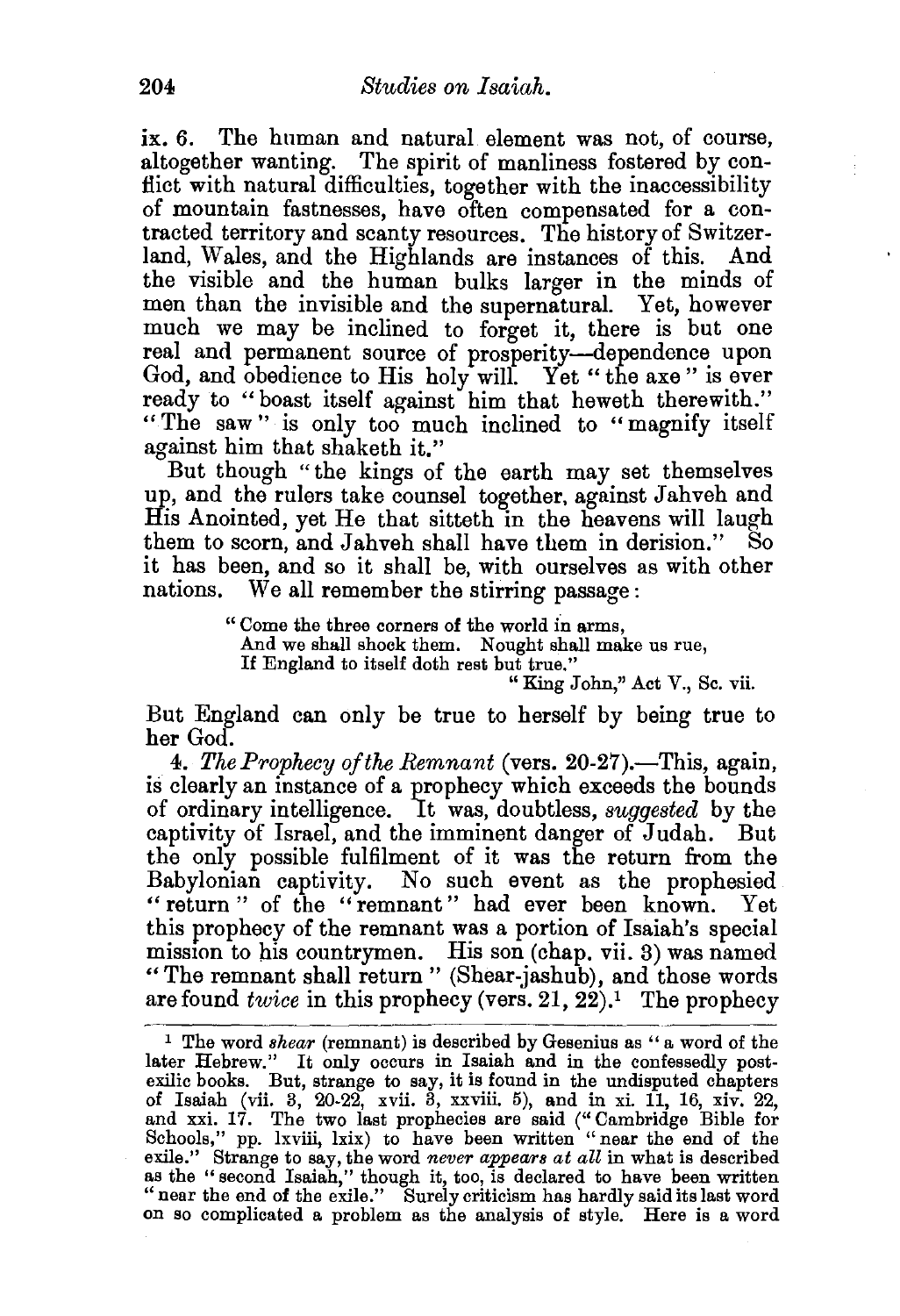ix. 6. The human and natural element was not, of course, altogether wanting. The spirit of manliness fostered by conflict with natural difficulties, together with the inaccessibility of mountain fastnesses, have often compensated for a contracted territory and scanty resources. The history of Switzerland, Wales, and the Highlands are instances of this. And the visible and the human bulks larger in the minds of men than the invisible and the supernatural. Yet, however much we may be inclined to forget it, there is but one real and permanent source of prosperity—dependence upon God, and obedience to His holy will. Yet "the axe" is ever ready to "boast itself against him that heweth therewith." "The saw" is only too much inclined to "magnify itself against him that shaketh it."

But though "the kings of the earth may set themselves up, and the rulers take counsel together, against Jahveh and His Anointed, yet He that sitteth in the heavens will laugh them to scorn, and Jahveh shall have them in derision." So it has been, and so it shall be, with ourselves as with other nations. We all remember the stirring passage:

> "Come the three corners of the world in arms,
> And we shall shock them. Nought shall make us rue,
> If England to itself doth rest but true."
>
> "King John," Act V., Sc. vii.

But England can only be true to herself by being true to her God.

4. *The Prophecy of the Remnant* (vers. 20-27).—This, again, is clearly an instance of a prophecy which exceeds the bounds of ordinary intelligence. It was, doubtless, *suggested* by the captivity of Israel, and the imminent danger of Judah. But the only possible fulfilment of it was the return from the Babylonian captivity. No such event as the prophesied "return" of the "remnant" had ever been known. Yet this prophecy of the remnant was a portion of Isaiah's special mission to his countrymen. His son (chap. vii. 3) was named "The remnant shall return" (Shear-jashub), and those words are found *twice* in this prophecy (vers. 21, 22).[1] The prophecy

[1] The word *shear* (remnant) is described by Gesenius as "a word of the later Hebrew." It only occurs in Isaiah and in the confessedly post-exilic books. But, strange to say, it is found in the undisputed chapters of Isaiah (vii. 3, 20-22, xvii. 3, xxviii. 5), and in xi. 11, 16, xiv. 22, and xxi. 17. The two last prophecies are said ("Cambridge Bible for Schools," pp. lxviii, lxix) to have been written "near the end of the exile." Strange to say, the word *never appears at all* in what is described as the "second Isaiah," though it, too, is declared to have been written "near the end of the exile." Surely criticism has hardly said its last word on so complicated a problem as the analysis of style. Here is a word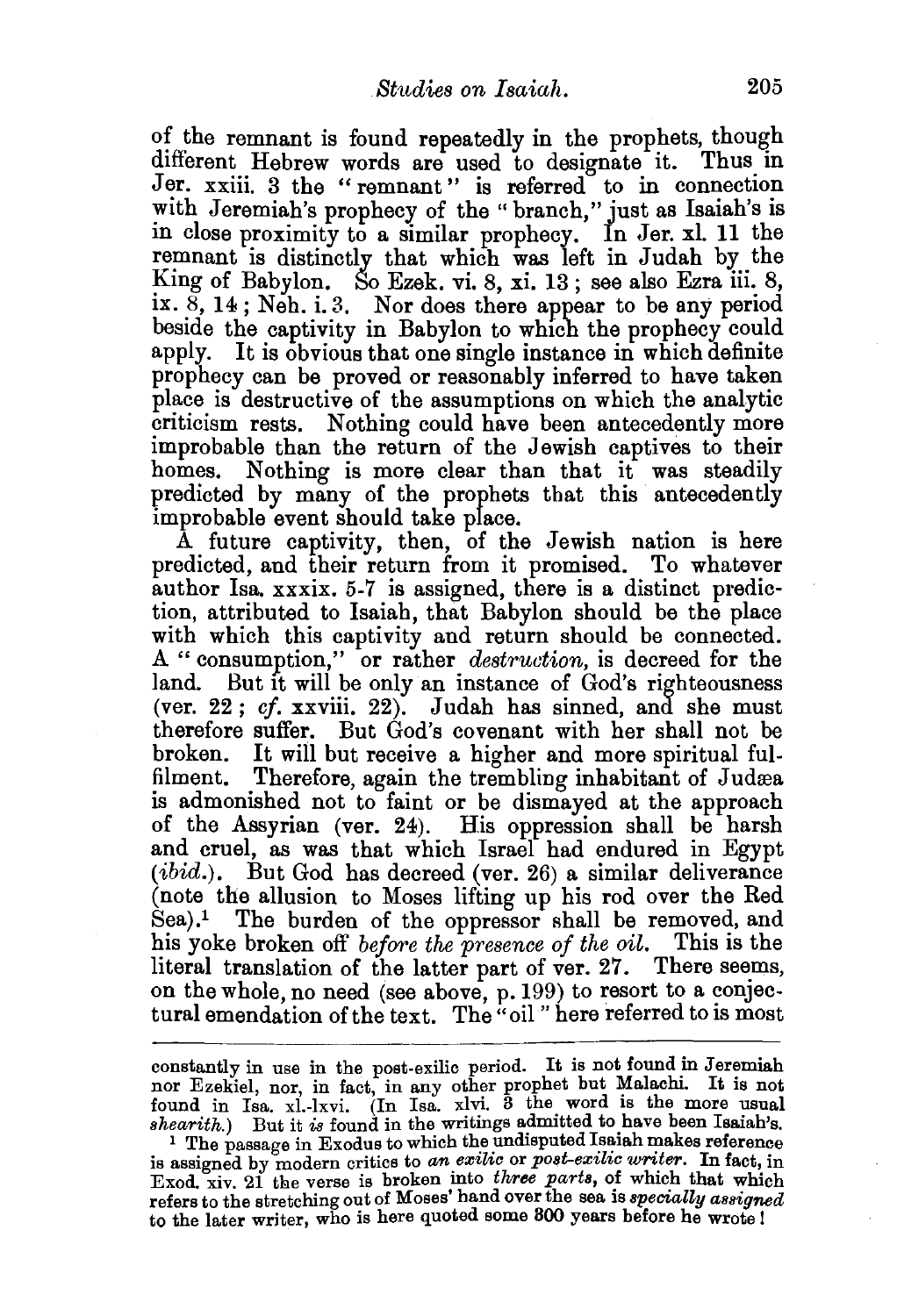of the remnant is found repeatedly in the prophets, though different Hebrew words are used to designate it. Thus in Jer. xxiii. 3 the "remnant" is referred to in connection with Jeremiah's prophecy of the "branch," just as Isaiah's is in close proximity to a similar prophecy. In Jer. xl. 11 the remnant is distinctly that which was left in Judah by the King of Babylon. So Ezek. vi. 8, xi. 13; see also Ezra iii. 8, ix. 8, 14; Neh. i. 3. Nor does there appear to be any period beside the captivity in Babylon to which the prophecy could apply. It is obvious that one single instance in which definite prophecy can be proved or reasonably inferred to have taken place is destructive of the assumptions on which the analytic criticism rests. Nothing could have been antecedently more improbable than the return of the Jewish captives to their homes. Nothing is more clear than that it was steadily predicted by many of the prophets that this antecedently improbable event should take place.

A future captivity, then, of the Jewish nation is here predicted, and their return from it promised. To whatever author Isa. xxxix. 5-7 is assigned, there is a distinct prediction, attributed to Isaiah, that Babylon should be the place with which this captivity and return should be connected. A "consumption," or rather *destruction*, is decreed for the land. But it will be only an instance of God's righteousness (ver. 22; *cf.* xxviii. 22). Judah has sinned, and she must therefore suffer. But God's covenant with her shall not be broken. It will but receive a higher and more spiritual fulfilment. Therefore, again the trembling inhabitant of Judæa is admonished not to faint or be dismayed at the approach of the Assyrian (ver. 24). His oppression shall be harsh and cruel, as was that which Israel had endured in Egypt (*ibid.*). But God has decreed (ver. 26) a similar deliverance (note the allusion to Moses lifting up his rod over the Red Sea).[1] The burden of the oppressor shall be removed, and his yoke broken off *before the presence of the oil*. This is the literal translation of the latter part of ver. 27. There seems, on the whole, no need (see above, p. 199) to resort to a conjectural emendation of the text. The "oil" here referred to is most

---

constantly in use in the post-exilic period. It is not found in Jeremiah nor Ezekiel, nor, in fact, in any other prophet but Malachi. It is not found in Isa. xl.-lxvi. (In Isa. xlvi. 3 the word is the more usual *shearith.*) But it *is* found in the writings admitted to have been Isaiah's.

[1] The passage in Exodus to which the undisputed Isaiah makes reference is assigned by modern critics to *an exilic* or *post-exilic writer*. In fact, in Exod. xiv. 21 the verse is broken into *three parts*, of which that which refers to the stretching out of Moses' hand over the sea is *specially assigned* to the later writer, who is here quoted some 300 years before he wrote!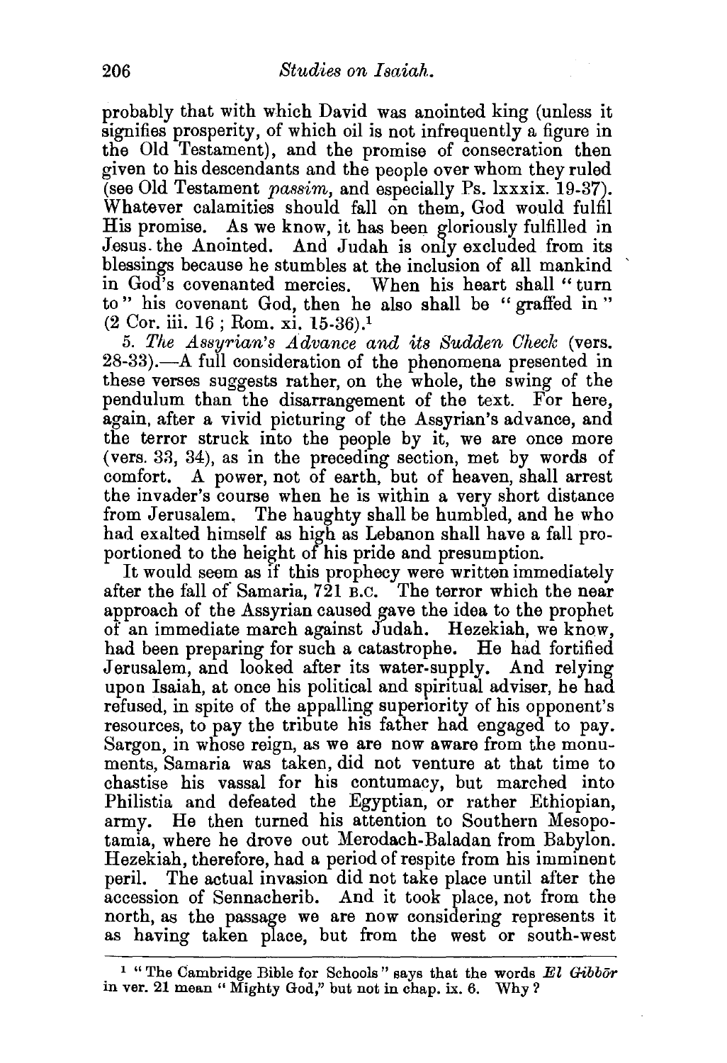probably that with which David was anointed king (unless it signifies prosperity, of which oil is not infrequently a figure in the Old Testament), and the promise of consecration then given to his descendants and the people over whom they ruled (see Old Testament *passim*, and especially Ps. lxxxix. 19-37). Whatever calamities should fall on them, God would fulfil His promise. As we know, it has been gloriously fulfilled in Jesus the Anointed. And Judah is only excluded from its blessings because he stumbles at the inclusion of all mankind in God's covenanted mercies. When his heart shall "turn to" his covenant God, then he also shall be "graffed in" (2 Cor. iii. 16; Rom. xi. 15-36).[1]

5. *The Assyrian's Advance and its Sudden Check* (vers. 28-33).—A full consideration of the phenomena presented in these verses suggests rather, on the whole, the swing of the pendulum than the disarrangement of the text. For here, again, after a vivid picturing of the Assyrian's advance, and the terror struck into the people by it, we are once more (vers. 33, 34), as in the preceding section, met by words of comfort. A power, not of earth, but of heaven, shall arrest the invader's course when he is within a very short distance from Jerusalem. The haughty shall be humbled, and he who had exalted himself as high as Lebanon shall have a fall proportioned to the height of his pride and presumption.

It would seem as if this prophecy were written immediately after the fall of Samaria, 721 B.C. The terror which the near approach of the Assyrian caused gave the idea to the prophet of an immediate march against Judah. Hezekiah, we know, had been preparing for such a catastrophe. He had fortified Jerusalem, and looked after its water-supply. And relying upon Isaiah, at once his political and spiritual adviser, he had refused, in spite of the appalling superiority of his opponent's resources, to pay the tribute his father had engaged to pay. Sargon, in whose reign, as we are now aware from the monuments, Samaria was taken, did not venture at that time to chastise his vassal for his contumacy, but marched into Philistia and defeated the Egyptian, or rather Ethiopian, army. He then turned his attention to Southern Mesopotamia, where he drove out Merodach-Baladan from Babylon. Hezekiah, therefore, had a period of respite from his imminent peril. The actual invasion did not take place until after the accession of Sennacherib. And it took place, not from the north, as the passage we are now considering represents it as having taken place, but from the west or south-west

[1] "The Cambridge Bible for Schools" says that the words *El Gibbōr* in ver. 21 mean "Mighty God," but not in chap. ix. 6. Why?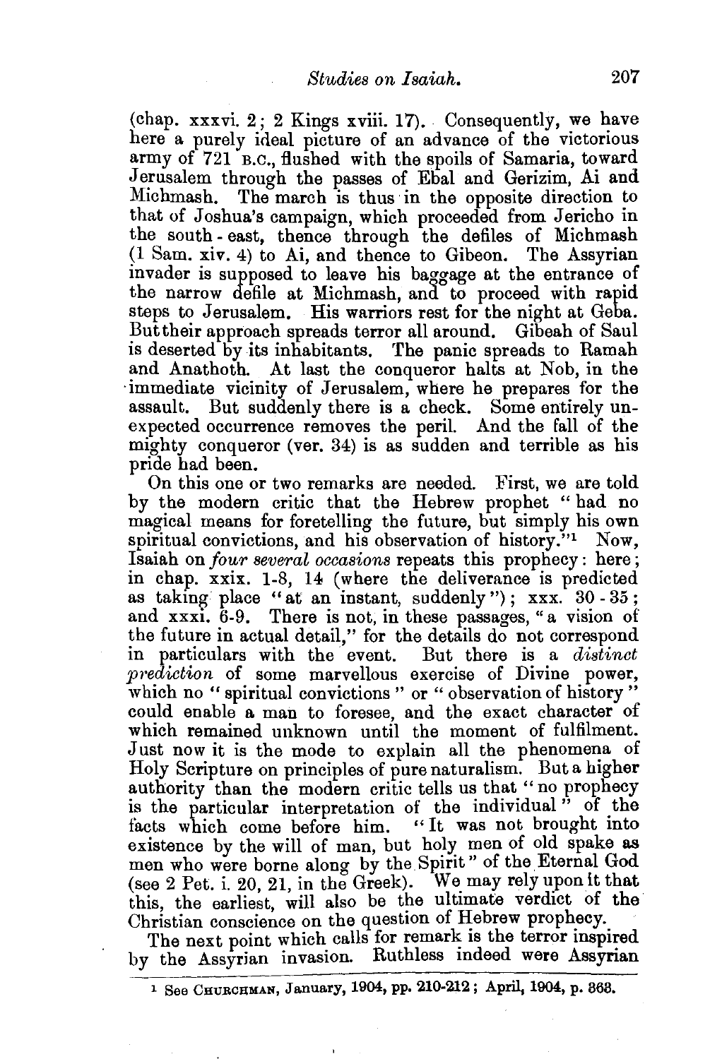(chap. xxxvi. 2; 2 Kings xviii. 17). Consequently, we have here a purely ideal picture of an advance of the victorious army of 721 B.C., flushed with the spoils of Samaria, toward Jerusalem through the passes of Ebal and Gerizim, Ai and Michmash. The march is thus in the opposite direction to that of Joshua's campaign, which proceeded from Jericho in the south-east, thence through the defiles of Michmash (1 Sam. xiv. 4) to Ai, and thence to Gibeon. The Assyrian invader is supposed to leave his baggage at the entrance of the narrow defile at Michmash, and to proceed with rapid steps to Jerusalem. His warriors rest for the night at Geba. But their approach spreads terror all around. Gibeah of Saul is deserted by its inhabitants. The panic spreads to Ramah and Anathoth. At last the conqueror halts at Nob, in the immediate vicinity of Jerusalem, where he prepares for the assault. But suddenly there is a check. Some entirely unexpected occurrence removes the peril. And the fall of the mighty conqueror (ver. 34) is as sudden and terrible as his pride had been.

On this one or two remarks are needed. First, we are told by the modern critic that the Hebrew prophet "had no magical means for foretelling the future, but simply his own spiritual convictions, and his observation of history."[1] Now, Isaiah on *four several occasions* repeats this prophecy: here; in chap. xxix. 1-8, 14 (where the deliverance is predicted as taking place "at an instant, suddenly"); xxx. 30-35; and xxxi. 6-9. There is not, in these passages, "a vision of the future in actual detail," for the details do not correspond in particulars with the event. But there is a *distinct prediction* of some marvellous exercise of Divine power, which no "spiritual convictions" or "observation of history" could enable a man to foresee, and the exact character of which remained unknown until the moment of fulfilment. Just now it is the mode to explain all the phenomena of Holy Scripture on principles of pure naturalism. But a higher authority than the modern critic tells us that "no prophecy is the particular interpretation of the individual" of the facts which come before him. "It was not brought into existence by the will of man, but holy men of old spake as men who were borne along by the Spirit" of the Eternal God (see 2 Pet. i. 20, 21, in the Greek). We may rely upon it that this, the earliest, will also be the ultimate verdict of the Christian conscience on the question of Hebrew prophecy.

The next point which calls for remark is the terror inspired by the Assyrian invasion. Ruthless indeed were Assyrian

[1] See CHURCHMAN, January, 1904, pp. 210-212; April, 1904, p. 368.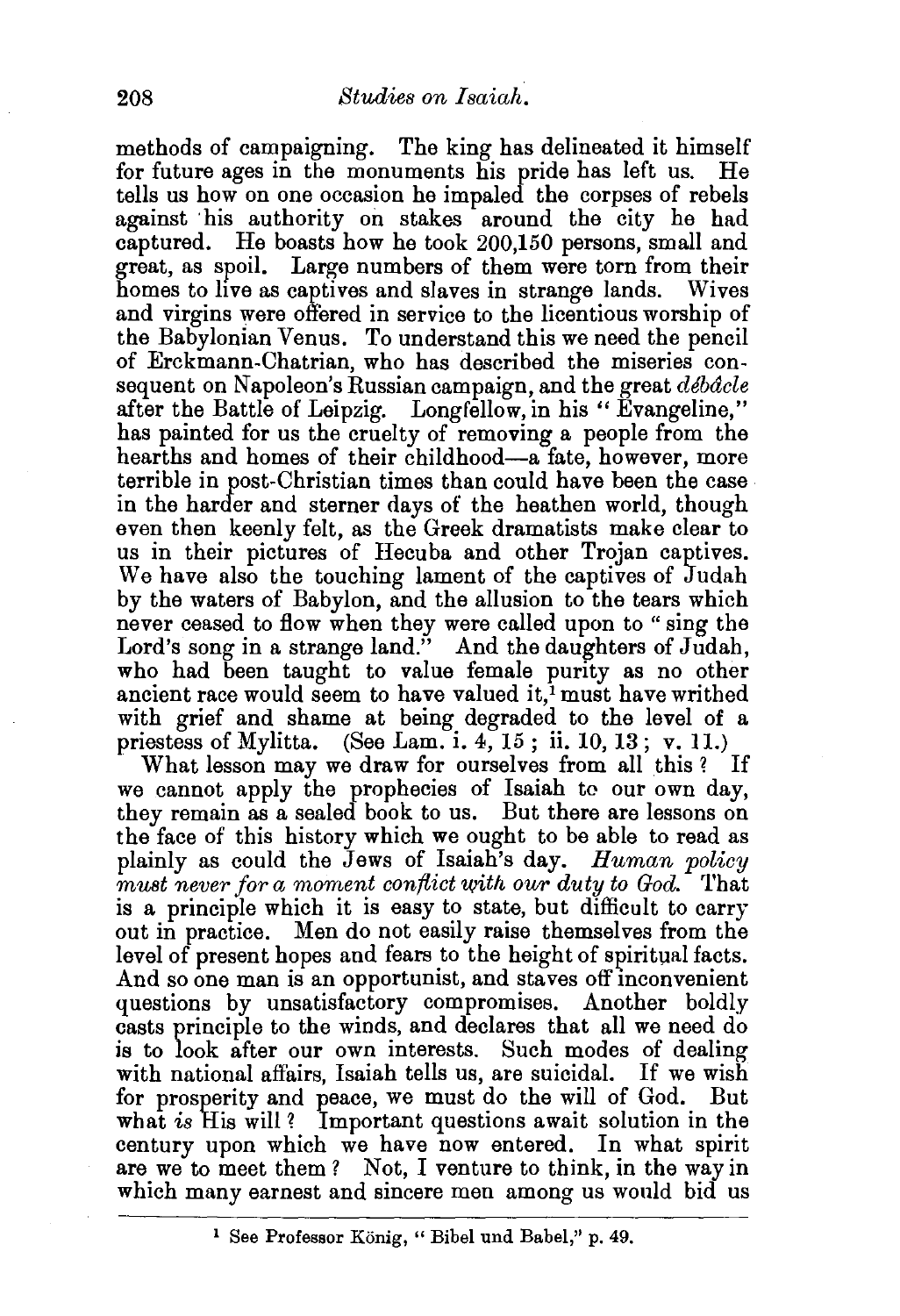methods of campaigning. The king has delineated it himself for future ages in the monuments his pride has left us. He tells us how on one occasion he impaled the corpses of rebels against his authority on stakes around the city he had captured. He boasts how he took 200,150 persons, small and great, as spoil. Large numbers of them were torn from their homes to live as captives and slaves in strange lands. Wives and virgins were offered in service to the licentious worship of the Babylonian Venus. To understand this we need the pencil of Erckmann-Chatrian, who has described the miseries consequent on Napoleon's Russian campaign, and the great *débâcle* after the Battle of Leipzig. Longfellow, in his "Evangeline," has painted for us the cruelty of removing a people from the hearths and homes of their childhood—a fate, however, more terrible in post-Christian times than could have been the case in the harder and sterner days of the heathen world, though even then keenly felt, as the Greek dramatists make clear to us in their pictures of Hecuba and other Trojan captives. We have also the touching lament of the captives of Judah by the waters of Babylon, and the allusion to the tears which never ceased to flow when they were called upon to "sing the Lord's song in a strange land." And the daughters of Judah, who had been taught to value female purity as no other ancient race would seem to have valued it,[1] must have writhed with grief and shame at being degraded to the level of a priestess of Mylitta. (See Lam. i. 4, 15; ii. 10, 13; v. 11.)

What lesson may we draw for ourselves from all this? If we cannot apply the prophecies of Isaiah to our own day, they remain as a sealed book to us. But there are lessons on the face of this history which we ought to be able to read as plainly as could the Jews of Isaiah's day. *Human policy must never for a moment conflict with our duty to God.* That is a principle which it is easy to state, but difficult to carry out in practice. Men do not easily raise themselves from the level of present hopes and fears to the height of spiritual facts. And so one man is an opportunist, and staves off inconvenient questions by unsatisfactory compromises. Another boldly casts principle to the winds, and declares that all we need do is to look after our own interests. Such modes of dealing with national affairs, Isaiah tells us, are suicidal. If we wish for prosperity and peace, we must do the will of God. But what *is* His will? Important questions await solution in the century upon which we have now entered. In what spirit are we to meet them? Not, I venture to think, in the way in which many earnest and sincere men among us would bid us

[1] See Professor König, "Bibel und Babel," p. 49.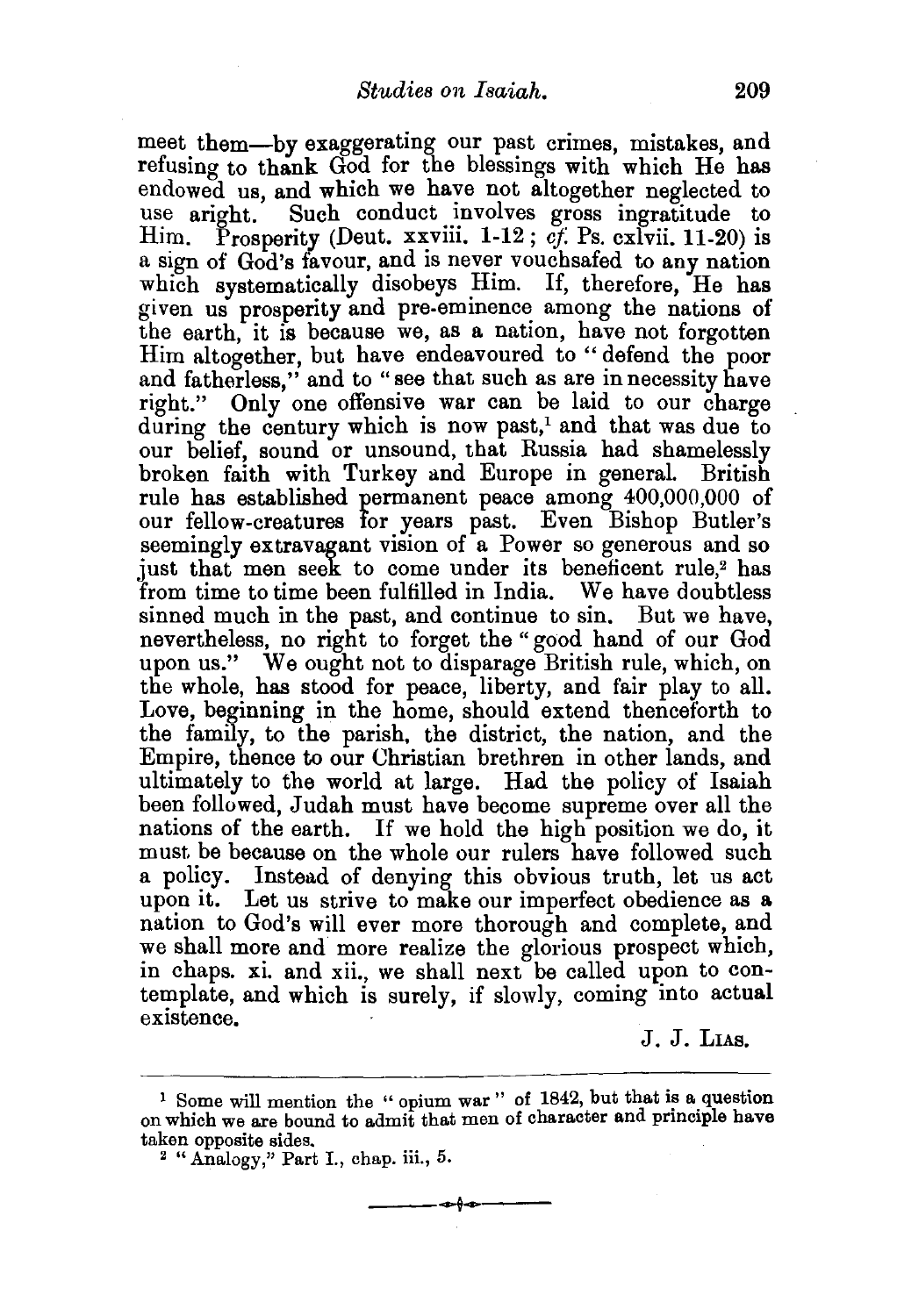meet them—by exaggerating our past crimes, mistakes, and refusing to thank God for the blessings with which He has endowed us, and which we have not altogether neglected to use aright. Such conduct involves gross ingratitude to Him. Prosperity (Deut. xxviii. 1-12; *cf.* Ps. cxlvii. 11-20) is a sign of God's favour, and is never vouchsafed to any nation which systematically disobeys Him. If, therefore, He has given us prosperity and pre-eminence among the nations of the earth, it is because we, as a nation, have not forgotten Him altogether, but have endeavoured to "defend the poor and fatherless," and to "see that such as are in necessity have right." Only one offensive war can be laid to our charge during the century which is now past,[1] and that was due to our belief, sound or unsound, that Russia had shamelessly broken faith with Turkey and Europe in general. British rule has established permanent peace among 400,000,000 of our fellow-creatures for years past. Even Bishop Butler's seemingly extravagant vision of a Power so generous and so just that men seek to come under its beneficent rule,[2] has from time to time been fulfilled in India. We have doubtless sinned much in the past, and continue to sin. But we have, nevertheless, no right to forget the "good hand of our God upon us." We ought not to disparage British rule, which, on the whole, has stood for peace, liberty, and fair play to all. Love, beginning in the home, should extend thenceforth to the family, to the parish, the district, the nation, and the Empire, thence to our Christian brethren in other lands, and ultimately to the world at large. Had the policy of Isaiah been followed, Judah must have become supreme over all the nations of the earth. If we hold the high position we do, it must be because on the whole our rulers have followed such a policy. Instead of denying this obvious truth, let us act upon it. Let us strive to make our imperfect obedience as a nation to God's will ever more thorough and complete, and we shall more and more realize the glorious prospect which, in chaps. xi. and xii., we shall next be called upon to contemplate, and which is surely, if slowly, coming into actual existence.

J. J. Lias.

---

[1] Some will mention the "opium war" of 1842, but that is a question on which we are bound to admit that men of character and principle have taken opposite sides.

[2] "Analogy," Part I., chap. iii., 5.